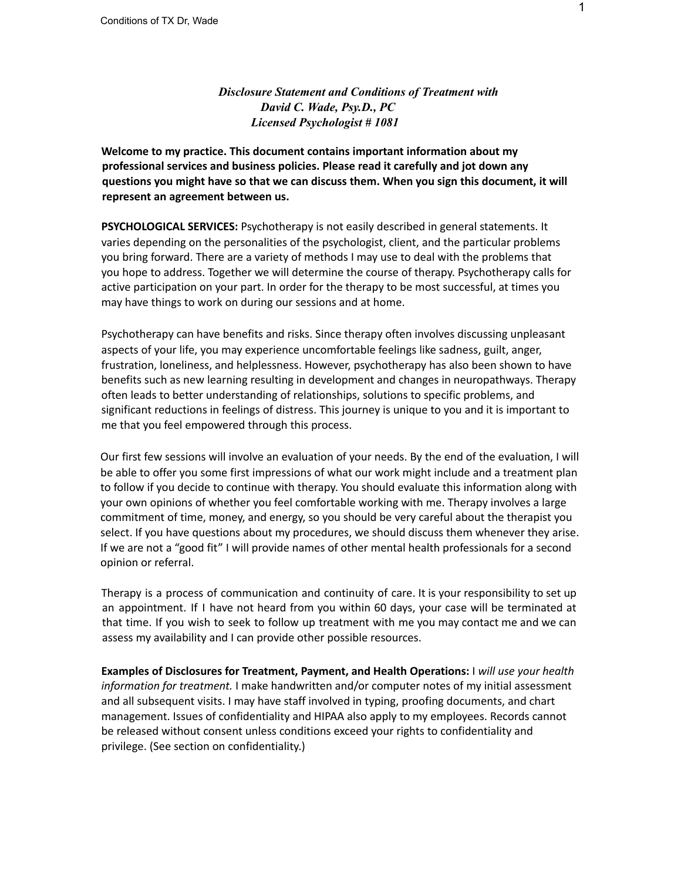*Disclosure Statement and Conditions of Treatment with*
*David C. Wade, Psy.D., PC*
*Licensed Psychologist # 1081*

**Welcome to my practice. This document contains important information about my professional services and business policies. Please read it carefully and jot down any questions you might have so that we can discuss them. When you sign this document, it will represent an agreement between us.**

**PSYCHOLOGICAL SERVICES:** Psychotherapy is not easily described in general statements. It varies depending on the personalities of the psychologist, client, and the particular problems you bring forward. There are a variety of methods I may use to deal with the problems that you hope to address. Together we will determine the course of therapy. Psychotherapy calls for active participation on your part. In order for the therapy to be most successful, at times you may have things to work on during our sessions and at home.

Psychotherapy can have benefits and risks. Since therapy often involves discussing unpleasant aspects of your life, you may experience uncomfortable feelings like sadness, guilt, anger, frustration, loneliness, and helplessness. However, psychotherapy has also been shown to have benefits such as new learning resulting in development and changes in neuropathways. Therapy often leads to better understanding of relationships, solutions to specific problems, and significant reductions in feelings of distress. This journey is unique to you and it is important to me that you feel empowered through this process.

Our first few sessions will involve an evaluation of your needs. By the end of the evaluation, I will be able to offer you some first impressions of what our work might include and a treatment plan to follow if you decide to continue with therapy. You should evaluate this information along with your own opinions of whether you feel comfortable working with me. Therapy involves a large commitment of time, money, and energy, so you should be very careful about the therapist you select. If you have questions about my procedures, we should discuss them whenever they arise. If we are not a "good fit" I will provide names of other mental health professionals for a second opinion or referral.

Therapy is a process of communication and continuity of care. It is your responsibility to set up an appointment. If I have not heard from you within 60 days, your case will be terminated at that time. If you wish to seek to follow up treatment with me you may contact me and we can assess my availability and I can provide other possible resources.

**Examples of Disclosures for Treatment, Payment, and Health Operations:** I *will use your health information for treatment.* I make handwritten and/or computer notes of my initial assessment and all subsequent visits. I may have staff involved in typing, proofing documents, and chart management. Issues of confidentiality and HIPAA also apply to my employees. Records cannot be released without consent unless conditions exceed your rights to confidentiality and privilege. (See section on confidentiality.)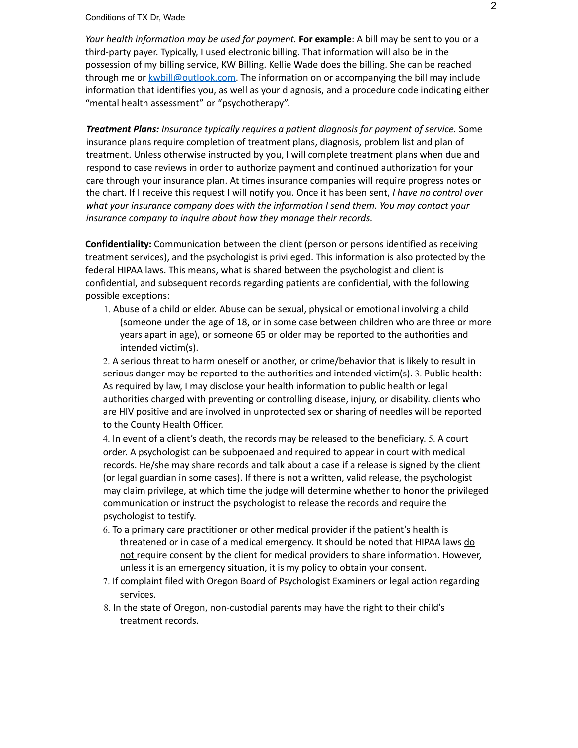*Your health information may be used for payment.* **For example**: A bill may be sent to you or a third-party payer. Typically, I used electronic billing. That information will also be in the possession of my billing service, KW Billing. Kellie Wade does the billing. She can be reached through me or kwbill@outlook.com. The information on or accompanying the bill may include information that identifies you, as well as your diagnosis, and a procedure code indicating either "mental health assessment" or "psychotherapy".

***Treatment Plans:*** *Insurance typically requires a patient diagnosis for payment of service.* Some insurance plans require completion of treatment plans, diagnosis, problem list and plan of treatment. Unless otherwise instructed by you, I will complete treatment plans when due and respond to case reviews in order to authorize payment and continued authorization for your care through your insurance plan. At times insurance companies will require progress notes or the chart. If I receive this request I will notify you. Once it has been sent, *I have no control over what your insurance company does with the information I send them. You may contact your insurance company to inquire about how they manage their records.*

**Confidentiality:** Communication between the client (person or persons identified as receiving treatment services), and the psychologist is privileged. This information is also protected by the federal HIPAA laws. This means, what is shared between the psychologist and client is confidential, and subsequent records regarding patients are confidential, with the following possible exceptions:

1. Abuse of a child or elder. Abuse can be sexual, physical or emotional involving a child (someone under the age of 18, or in some case between children who are three or more years apart in age), or someone 65 or older may be reported to the authorities and intended victim(s).
2. A serious threat to harm oneself or another, or crime/behavior that is likely to result in serious danger may be reported to the authorities and intended victim(s).
3. Public health: As required by law, I may disclose your health information to public health or legal authorities charged with preventing or controlling disease, injury, or disability. clients who are HIV positive and are involved in unprotected sex or sharing of needles will be reported to the County Health Officer.
4. In event of a client's death, the records may be released to the beneficiary.
5. A court order. A psychologist can be subpoenaed and required to appear in court with medical records. He/she may share records and talk about a case if a release is signed by the client (or legal guardian in some cases). If there is not a written, valid release, the psychologist may claim privilege, at which time the judge will determine whether to honor the privileged communication or instruct the psychologist to release the records and require the psychologist to testify.
6. To a primary care practitioner or other medical provider if the patient's health is threatened or in case of a medical emergency. It should be noted that HIPAA laws <u>do not</u> require consent by the client for medical providers to share information. However, unless it is an emergency situation, it is my policy to obtain your consent.
7. If complaint filed with Oregon Board of Psychologist Examiners or legal action regarding services.
8. In the state of Oregon, non-custodial parents may have the right to their child's treatment records.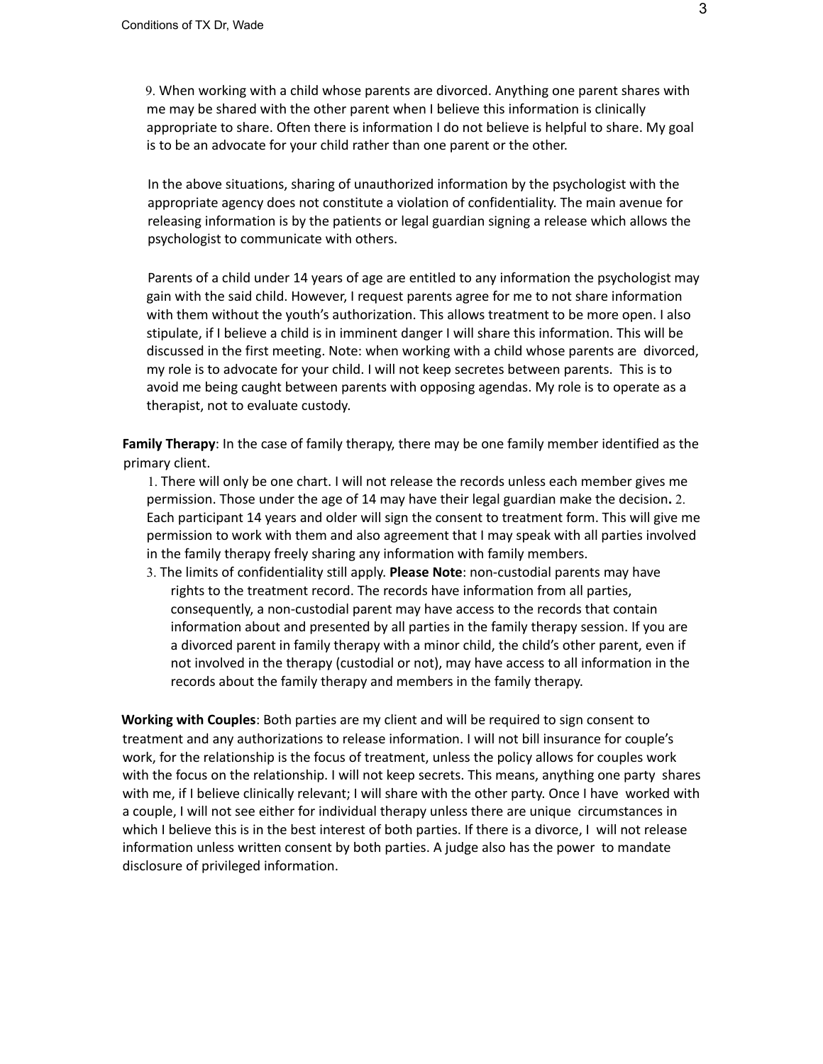9. When working with a child whose parents are divorced. Anything one parent shares with me may be shared with the other parent when I believe this information is clinically appropriate to share. Often there is information I do not believe is helpful to share. My goal is to be an advocate for your child rather than one parent or the other.

In the above situations, sharing of unauthorized information by the psychologist with the appropriate agency does not constitute a violation of confidentiality. The main avenue for releasing information is by the patients or legal guardian signing a release which allows the psychologist to communicate with others.

Parents of a child under 14 years of age are entitled to any information the psychologist may gain with the said child. However, I request parents agree for me to not share information with them without the youth's authorization. This allows treatment to be more open. I also stipulate, if I believe a child is in imminent danger I will share this information. This will be discussed in the first meeting. Note: when working with a child whose parents are divorced, my role is to advocate for your child. I will not keep secretes between parents. This is to avoid me being caught between parents with opposing agendas. My role is to operate as a therapist, not to evaluate custody.

**Family Therapy**: In the case of family therapy, there may be one family member identified as the primary client.

1. There will only be one chart. I will not release the records unless each member gives me permission. Those under the age of 14 may have their legal guardian make the decision**.** 2. Each participant 14 years and older will sign the consent to treatment form. This will give me permission to work with them and also agreement that I may speak with all parties involved in the family therapy freely sharing any information with family members.
3. The limits of confidentiality still apply. **Please Note**: non-custodial parents may have rights to the treatment record. The records have information from all parties, consequently, a non-custodial parent may have access to the records that contain information about and presented by all parties in the family therapy session. If you are a divorced parent in family therapy with a minor child, the child's other parent, even if not involved in the therapy (custodial or not), may have access to all information in the records about the family therapy and members in the family therapy.

**Working with Couples**: Both parties are my client and will be required to sign consent to treatment and any authorizations to release information. I will not bill insurance for couple's work, for the relationship is the focus of treatment, unless the policy allows for couples work with the focus on the relationship. I will not keep secrets. This means, anything one party shares with me, if I believe clinically relevant; I will share with the other party. Once I have worked with a couple, I will not see either for individual therapy unless there are unique circumstances in which I believe this is in the best interest of both parties. If there is a divorce, I will not release information unless written consent by both parties. A judge also has the power to mandate disclosure of privileged information.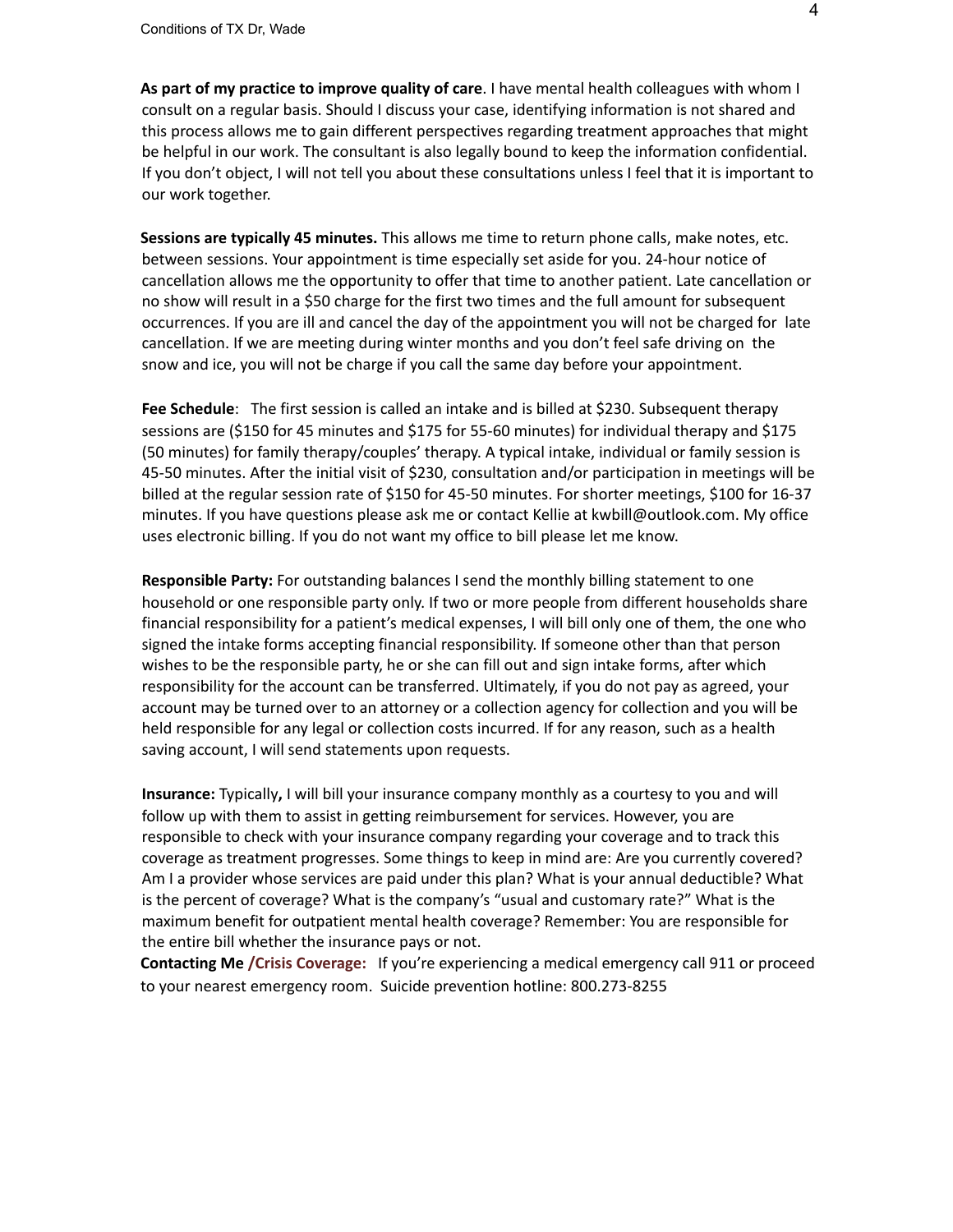**As part of my practice to improve quality of care**. I have mental health colleagues with whom I consult on a regular basis. Should I discuss your case, identifying information is not shared and this process allows me to gain different perspectives regarding treatment approaches that might be helpful in our work. The consultant is also legally bound to keep the information confidential. If you don't object, I will not tell you about these consultations unless I feel that it is important to our work together.

**Sessions are typically 45 minutes.** This allows me time to return phone calls, make notes, etc. between sessions. Your appointment is time especially set aside for you. 24-hour notice of cancellation allows me the opportunity to offer that time to another patient. Late cancellation or no show will result in a $50 charge for the first two times and the full amount for subsequent occurrences. If you are ill and cancel the day of the appointment you will not be charged for late cancellation. If we are meeting during winter months and you don't feel safe driving on the snow and ice, you will not be charge if you call the same day before your appointment.

**Fee Schedule**: The first session is called an intake and is billed at $230. Subsequent therapy sessions are ($150 for 45 minutes and $175 for 55-60 minutes) for individual therapy and $175 (50 minutes) for family therapy/couples' therapy. A typical intake, individual or family session is 45-50 minutes. After the initial visit of $230, consultation and/or participation in meetings will be billed at the regular session rate of $150 for 45-50 minutes. For shorter meetings, $100 for 16-37 minutes. If you have questions please ask me or contact Kellie at kwbill@outlook.com. My office uses electronic billing. If you do not want my office to bill please let me know.

**Responsible Party:** For outstanding balances I send the monthly billing statement to one household or one responsible party only. If two or more people from different households share financial responsibility for a patient's medical expenses, I will bill only one of them, the one who signed the intake forms accepting financial responsibility. If someone other than that person wishes to be the responsible party, he or she can fill out and sign intake forms, after which responsibility for the account can be transferred. Ultimately, if you do not pay as agreed, your account may be turned over to an attorney or a collection agency for collection and you will be held responsible for any legal or collection costs incurred. If for any reason, such as a health saving account, I will send statements upon requests.

**Insurance:** Typically**,** I will bill your insurance company monthly as a courtesy to you and will follow up with them to assist in getting reimbursement for services. However, you are responsible to check with your insurance company regarding your coverage and to track this coverage as treatment progresses. Some things to keep in mind are: Are you currently covered? Am I a provider whose services are paid under this plan? What is your annual deductible? What is the percent of coverage? What is the company's "usual and customary rate?" What is the maximum benefit for outpatient mental health coverage? Remember: You are responsible for the entire bill whether the insurance pays or not.

**Contacting Me /Crisis Coverage:** If you're experiencing a medical emergency call 911 or proceed to your nearest emergency room. Suicide prevention hotline: 800.273-8255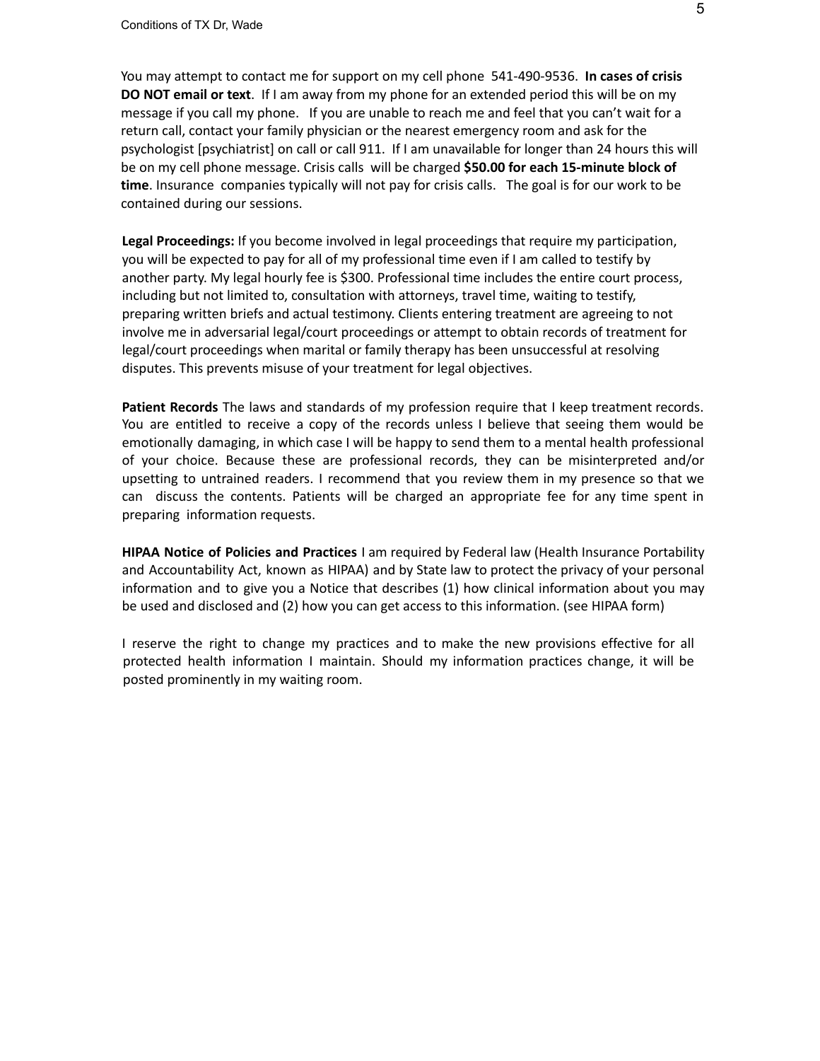You may attempt to contact me for support on my cell phone 541-490-9536. **In cases of crisis DO NOT email or text**. If I am away from my phone for an extended period this will be on my message if you call my phone. If you are unable to reach me and feel that you can't wait for a return call, contact your family physician or the nearest emergency room and ask for the psychologist [psychiatrist] on call or call 911. If I am unavailable for longer than 24 hours this will be on my cell phone message. Crisis calls will be charged **$50.00 for each 15-minute block of time**. Insurance companies typically will not pay for crisis calls. The goal is for our work to be contained during our sessions.

**Legal Proceedings:** If you become involved in legal proceedings that require my participation, you will be expected to pay for all of my professional time even if I am called to testify by another party. My legal hourly fee is $300. Professional time includes the entire court process, including but not limited to, consultation with attorneys, travel time, waiting to testify, preparing written briefs and actual testimony. Clients entering treatment are agreeing to not involve me in adversarial legal/court proceedings or attempt to obtain records of treatment for legal/court proceedings when marital or family therapy has been unsuccessful at resolving disputes. This prevents misuse of your treatment for legal objectives.

**Patient Records** The laws and standards of my profession require that I keep treatment records. You are entitled to receive a copy of the records unless I believe that seeing them would be emotionally damaging, in which case I will be happy to send them to a mental health professional of your choice. Because these are professional records, they can be misinterpreted and/or upsetting to untrained readers. I recommend that you review them in my presence so that we can discuss the contents. Patients will be charged an appropriate fee for any time spent in preparing information requests.

**HIPAA Notice of Policies and Practices** I am required by Federal law (Health Insurance Portability and Accountability Act, known as HIPAA) and by State law to protect the privacy of your personal information and to give you a Notice that describes (1) how clinical information about you may be used and disclosed and (2) how you can get access to this information. (see HIPAA form)

I reserve the right to change my practices and to make the new provisions effective for all protected health information I maintain. Should my information practices change, it will be posted prominently in my waiting room.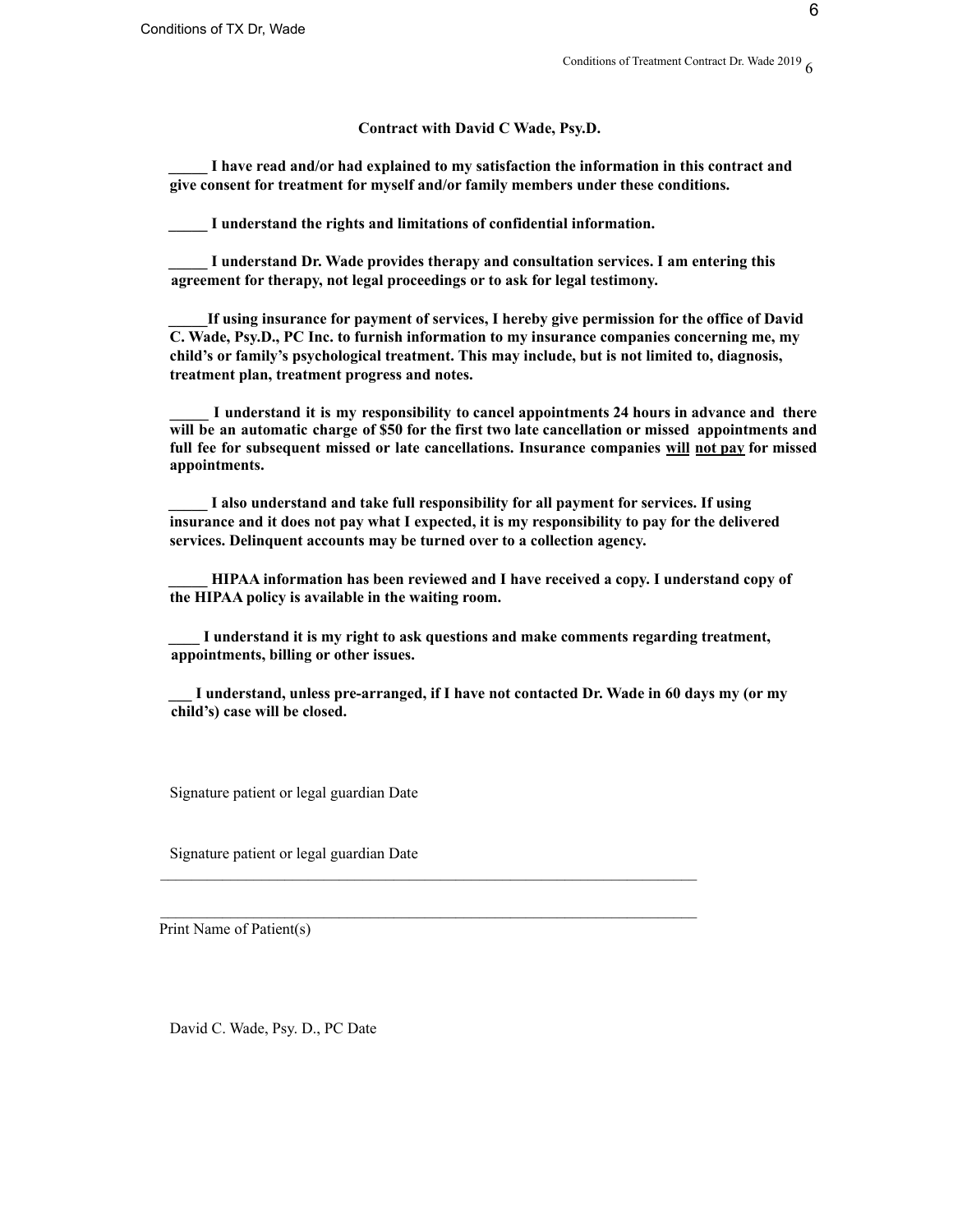**Contract with David C Wade, Psy.D.**

**\_\_\_\_\_ I have read and/or had explained to my satisfaction the information in this contract and give consent for treatment for myself and/or family members under these conditions.**

**\_\_\_\_\_ I understand the rights and limitations of confidential information.**

**\_\_\_\_\_ I understand Dr. Wade provides therapy and consultation services. I am entering this agreement for therapy, not legal proceedings or to ask for legal testimony.**

**\_\_\_\_\_If using insurance for payment of services, I hereby give permission for the office of David C. Wade, Psy.D., PC Inc. to furnish information to my insurance companies concerning me, my child's or family's psychological treatment. This may include, but is not limited to, diagnosis, treatment plan, treatment progress and notes.**

**\_\_\_\_\_ I understand it is my responsibility to cancel appointments 24 hours in advance and there will be an automatic charge of $50 for the first two late cancellation or missed appointments and full fee for subsequent missed or late cancellations. Insurance companies <u>will</u> <u>not pay</u> for missed appointments.**

**\_\_\_\_\_ I also understand and take full responsibility for all payment for services. If using insurance and it does not pay what I expected, it is my responsibility to pay for the delivered services. Delinquent accounts may be turned over to a collection agency.**

**\_\_\_\_\_ HIPAA information has been reviewed and I have received a copy. I understand copy of the HIPAA policy is available in the waiting room.**

**\_\_\_\_ I understand it is my right to ask questions and make comments regarding treatment, appointments, billing or other issues.**

**\_\_\_ I understand, unless pre-arranged, if I have not contacted Dr. Wade in 60 days my (or my child's) case will be closed.**

Signature patient or legal guardian Date

Signature patient or legal guardian Date

\_\_\_\_\_\_\_\_\_\_\_\_\_\_\_\_\_\_\_\_\_\_\_\_\_\_\_\_\_\_\_\_\_\_\_\_\_\_\_\_\_\_\_\_\_\_\_\_\_\_\_\_\_\_\_\_\_\_\_\_\_\_

\_\_\_\_\_\_\_\_\_\_\_\_\_\_\_\_\_\_\_\_\_\_\_\_\_\_\_\_\_\_\_\_\_\_\_\_\_\_\_\_\_\_\_\_\_\_\_\_\_\_\_\_\_\_\_\_\_\_\_\_\_\_

Print Name of Patient(s)

David C. Wade, Psy. D., PC Date